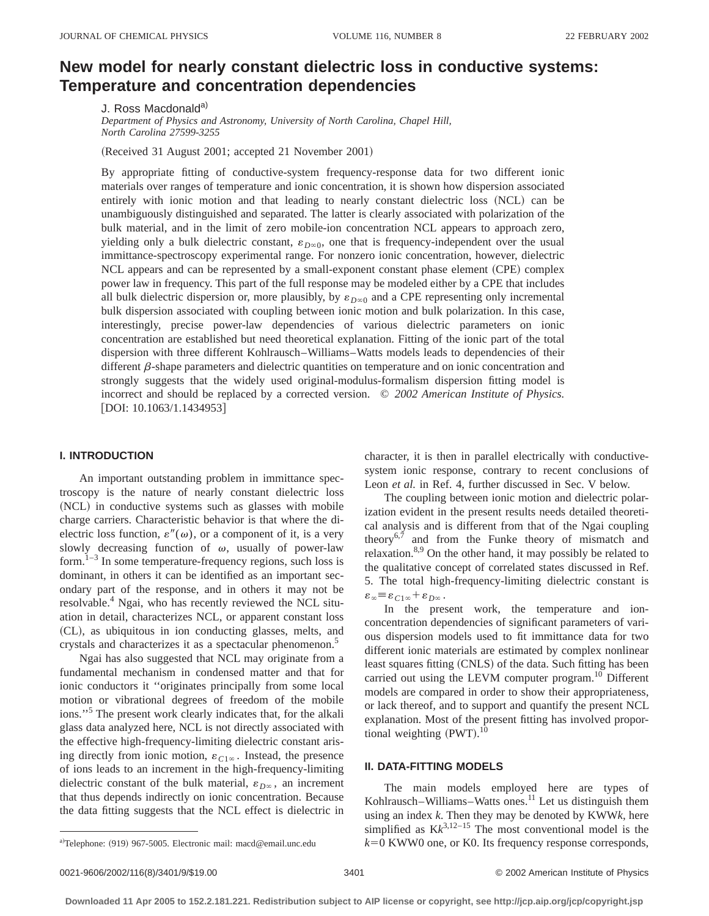# New model for nearly constant dielectric loss in conductive systems: Temperature and concentration dependencies

J. Ross Macdonald[a)]

*Department of Physics and Astronomy, University of North Carolina, Chapel Hill, North Carolina 27599-3255*

(Received 31 August 2001; accepted 21 November 2001)

By appropriate fitting of conductive-system frequency-response data for two different ionic materials over ranges of temperature and ionic concentration, it is shown how dispersion associated entirely with ionic motion and that leading to nearly constant dielectric loss (NCL) can be unambiguously distinguished and separated. The latter is clearly associated with polarization of the bulk material, and in the limit of zero mobile-ion concentration NCL appears to approach zero, yielding only a bulk dielectric constant, $\varepsilon_{D\infty 0}$, one that is frequency-independent over the usual immittance-spectroscopy experimental range. For nonzero ionic concentration, however, dielectric NCL appears and can be represented by a small-exponent constant phase element (CPE) complex power law in frequency. This part of the full response may be modeled either by a CPE that includes all bulk dielectric dispersion or, more plausibly, by $\varepsilon_{D\infty 0}$ and a CPE representing only incremental bulk dispersion associated with coupling between ionic motion and bulk polarization. In this case, interestingly, precise power-law dependencies of various dielectric parameters on ionic concentration are established but need theoretical explanation. Fitting of the ionic part of the total dispersion with three different Kohlrausch–Williams–Watts models leads to dependencies of their different $\beta$-shape parameters and dielectric quantities on temperature and on ionic concentration and strongly suggests that the widely used original-modulus-formalism dispersion fitting model is incorrect and should be replaced by a corrected version. © *2002 American Institute of Physics.* [DOI: 10.1063/1.1434953]

## I. INTRODUCTION

An important outstanding problem in immittance spectroscopy is the nature of nearly constant dielectric loss (NCL) in conductive systems such as glasses with mobile charge carriers. Characteristic behavior is that where the dielectric loss function, $\varepsilon''(\omega)$, or a component of it, is a very slowly decreasing function of $\omega$, usually of power-law form.[1–3] In some temperature-frequency regions, such loss is dominant, in others it can be identified as an important secondary part of the response, and in others it may not be resolvable.[4] Ngai, who has recently reviewed the NCL situation in detail, characterizes NCL, or apparent constant loss (CL), as ubiquitous in ion conducting glasses, melts, and crystals and characterizes it as a spectacular phenomenon.[5]

Ngai has also suggested that NCL may originate from a fundamental mechanism in condensed matter and that for ionic conductors it "originates principally from some local motion or vibrational degrees of freedom of the mobile ions."[5] The present work clearly indicates that, for the alkali glass data analyzed here, NCL is not directly associated with the effective high-frequency-limiting dielectric constant arising directly from ionic motion, $\varepsilon_{C1\infty}$. Instead, the presence of ions leads to an increment in the high-frequency-limiting dielectric constant of the bulk material, $\varepsilon_{D\infty}$, an increment that thus depends indirectly on ionic concentration. Because the data fitting suggests that the NCL effect is dielectric in character, it is then in parallel electrically with conductive-system ionic response, contrary to recent conclusions of Leon *et al.* in Ref. 4, further discussed in Sec. V below.

The coupling between ionic motion and dielectric polarization evident in the present results needs detailed theoretical analysis and is different from that of the Ngai coupling theory[6,7] and from the Funke theory of mismatch and relaxation.[8,9] On the other hand, it may possibly be related to the qualitative concept of correlated states discussed in Ref. 5. The total high-frequency-limiting dielectric constant is $\varepsilon_\infty \equiv \varepsilon_{C1\infty} + \varepsilon_{D\infty}$.

In the present work, the temperature and ion-concentration dependencies of significant parameters of various dispersion models used to fit immittance data for two different ionic materials are estimated by complex nonlinear least squares fitting (CNLS) of the data. Such fitting has been carried out using the LEVM computer program.[10] Different models are compared in order to show their appropriateness, or lack thereof, and to support and quantify the present NCL explanation. Most of the present fitting has involved proportional weighting (PWT).[10]

## II. DATA-FITTING MODELS

The main models employed here are types of Kohlrausch–Williams–Watts ones.[11] Let us distinguish them using an index $k$. Then they may be denoted by KWW$k$, here simplified as K$k$.[3,12–15] The most conventional model is the $k=0$ KWW0 one, or K0. Its frequency response corresponds,

---

[a)]Telephone: (919) 967-5005. Electronic mail: macd@email.unc.edu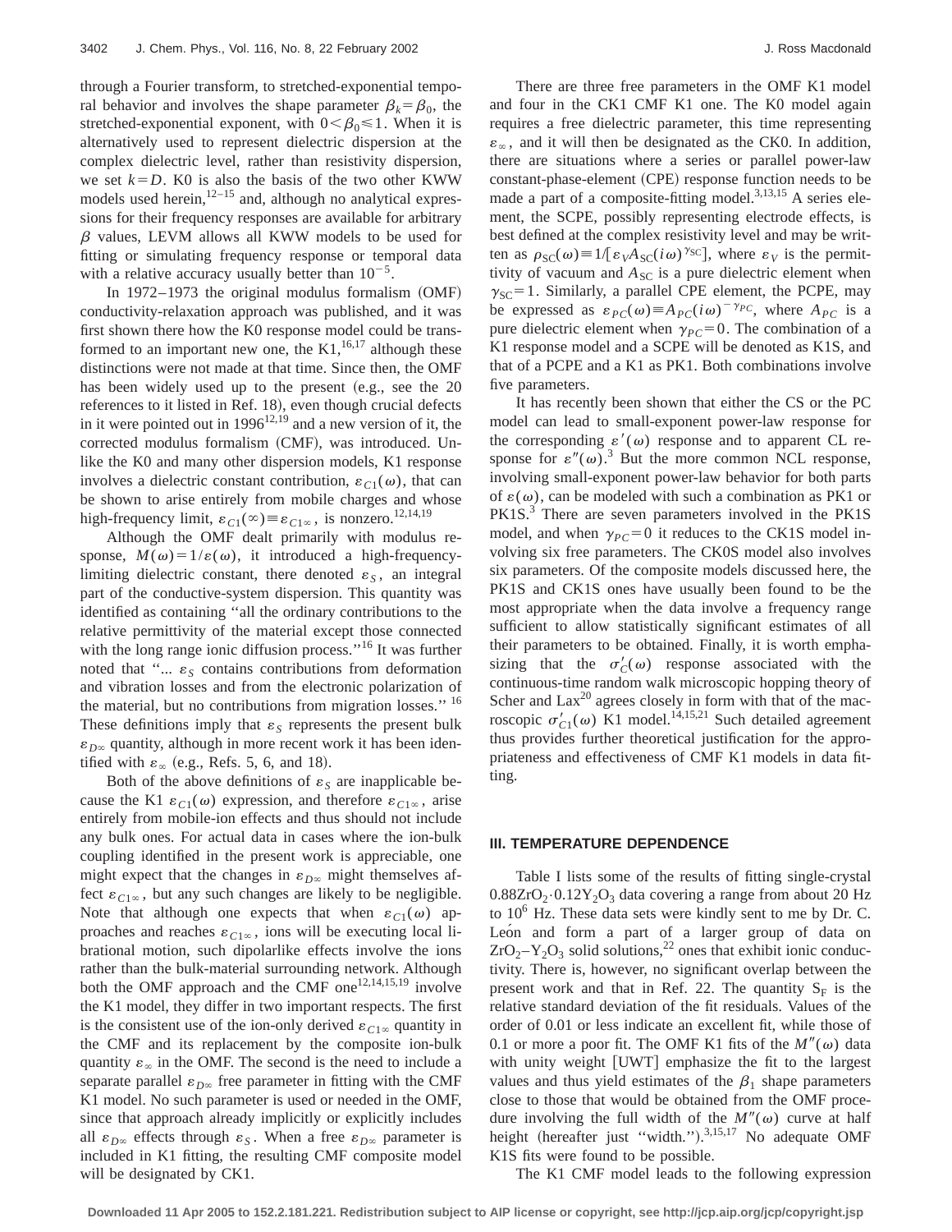through a Fourier transform, to stretched-exponential temporal behavior and involves the shape parameter $\beta_k = \beta_0$, the stretched-exponential exponent, with $0 < \beta_0 \leq 1$. When it is alternatively used to represent dielectric dispersion at the complex dielectric level, rather than resistivity dispersion, we set $k = D$. K0 is also the basis of the two other KWW models used herein,[12–15] and, although no analytical expressions for their frequency responses are available for arbitrary $\beta$ values, LEVM allows all KWW models to be used for fitting or simulating frequency response or temporal data with a relative accuracy usually better than $10^{-5}$.

In 1972–1973 the original modulus formalism (OMF) conductivity-relaxation approach was published, and it was first shown there how the K0 response model could be transformed to an important new one, the K1,[16,17] although these distinctions were not made at that time. Since then, the OMF has been widely used up to the present (e.g., see the 20 references to it listed in Ref. 18), even though crucial defects in it were pointed out in 1996[12,19] and a new version of it, the corrected modulus formalism (CMF), was introduced. Unlike the K0 and many other dispersion models, K1 response involves a dielectric constant contribution, $\varepsilon_{C1}(\omega)$, that can be shown to arise entirely from mobile charges and whose high-frequency limit, $\varepsilon_{C1}(\infty) \equiv \varepsilon_{C1\infty}$, is nonzero.[12,14,19]

Although the OMF dealt primarily with modulus response, $M(\omega) = 1/\varepsilon(\omega)$, it introduced a high-frequency-limiting dielectric constant, there denoted $\varepsilon_S$, an integral part of the conductive-system dispersion. This quantity was identified as containing "all the ordinary contributions to the relative permittivity of the material except those connected with the long range ionic diffusion process."[16] It was further noted that "... $\varepsilon_S$ contains contributions from deformation and vibration losses and from the electronic polarization of the material, but no contributions from migration losses."[16] These definitions imply that $\varepsilon_S$ represents the present bulk $\varepsilon_{D\infty}$ quantity, although in more recent work it has been identified with $\varepsilon_\infty$ (e.g., Refs. 5, 6, and 18).

Both of the above definitions of $\varepsilon_S$ are inapplicable because the K1 $\varepsilon_{C1}(\omega)$ expression, and therefore $\varepsilon_{C1\infty}$, arise entirely from mobile-ion effects and thus should not include any bulk ones. For actual data in cases where the ion-bulk coupling identified in the present work is appreciable, one might expect that the changes in $\varepsilon_{D\infty}$ might themselves affect $\varepsilon_{C1\infty}$, but any such changes are likely to be negligible. Note that although one expects that when $\varepsilon_{C1}(\omega)$ approaches and reaches $\varepsilon_{C1\infty}$, ions will be executing local librational motion, such dipolarlike effects involve the ions rather than the bulk-material surrounding network. Although both the OMF approach and the CMF one[12,14,15,19] involve the K1 model, they differ in two important respects. The first is the consistent use of the ion-only derived $\varepsilon_{C1\infty}$ quantity in the CMF and its replacement by the composite ion-bulk quantity $\varepsilon_\infty$ in the OMF. The second is the need to include a separate parallel $\varepsilon_{D\infty}$ free parameter in fitting with the CMF K1 model. No such parameter is used or needed in the OMF, since that approach already implicitly or explicitly includes all $\varepsilon_{D\infty}$ effects through $\varepsilon_S$. When a free $\varepsilon_{D\infty}$ parameter is included in K1 fitting, the resulting CMF composite model will be designated by CK1.

There are three free parameters in the OMF K1 model and four in the CK1 CMF K1 one. The K0 model again requires a free dielectric parameter, this time representing $\varepsilon_\infty$, and it will then be designated as the CK0. In addition, there are situations where a series or parallel power-law constant-phase-element (CPE) response function needs to be made a part of a composite-fitting model.[3,13,15] A series element, the SCPE, possibly representing electrode effects, is best defined at the complex resistivity level and may be written as $\rho_{SC}(\omega) \equiv 1/[\varepsilon_V A_{SC}(i\omega)^{\gamma_{SC}}]$, where $\varepsilon_V$ is the permittivity of vacuum and $A_{SC}$ is a pure dielectric element when $\gamma_{SC} = 1$. Similarly, a parallel CPE element, the PCPE, may be expressed as $\varepsilon_{PC}(\omega) \equiv A_{PC}(i\omega)^{-\gamma_{PC}}$, where $A_{PC}$ is a pure dielectric element when $\gamma_{PC} = 0$. The combination of a K1 response model and a SCPE will be denoted as K1S, and that of a PCPE and a K1 as PK1. Both combinations involve five parameters.

It has recently been shown that either the CS or the PC model can lead to small-exponent power-law response for the corresponding $\varepsilon'(\omega)$ response and to apparent CL response for $\varepsilon''(\omega)$.[3] But the more common NCL response, involving small-exponent power-law behavior for both parts of $\varepsilon(\omega)$, can be modeled with such a combination as PK1 or PK1S.[3] There are seven parameters involved in the PK1S model, and when $\gamma_{PC} = 0$ it reduces to the CK1S model involving six free parameters. The CK0S model also involves six parameters. Of the composite models discussed here, the PK1S and CK1S ones have usually been found to be the most appropriate when the data involve a frequency range sufficient to allow statistically significant estimates of all their parameters to be obtained. Finally, it is worth emphasizing that the $\sigma'_C(\omega)$ response associated with the continuous-time random walk microscopic hopping theory of Scher and Lax[20] agrees closely in form with that of the macroscopic $\sigma'_{C1}(\omega)$ K1 model.[14,15,21] Such detailed agreement thus provides further theoretical justification for the appropriateness and effectiveness of CMF K1 models in data fitting.

## III. TEMPERATURE DEPENDENCE

Table I lists some of the results of fitting single-crystal $0.88ZrO_2 \cdot 0.12Y_2O_3$ data covering a range from about 20 Hz to $10^6$ Hz. These data sets were kindly sent to me by Dr. C. León and form a part of a larger group of data on $ZrO_2$–$Y_2O_3$ solid solutions,[22] ones that exhibit ionic conductivity. There is, however, no significant overlap between the present work and that in Ref. 22. The quantity $S_F$ is the relative standard deviation of the fit residuals. Values of the order of 0.01 or less indicate an excellent fit, while those of 0.1 or more a poor fit. The OMF K1 fits of the $M''(\omega)$ data with unity weight [UWT] emphasize the fit to the largest values and thus yield estimates of the $\beta_1$ shape parameters close to those that would be obtained from the OMF procedure involving the full width of the $M''(\omega)$ curve at half height (hereafter just "width.").[3,15,17] No adequate OMF K1S fits were found to be possible.

The K1 CMF model leads to the following expression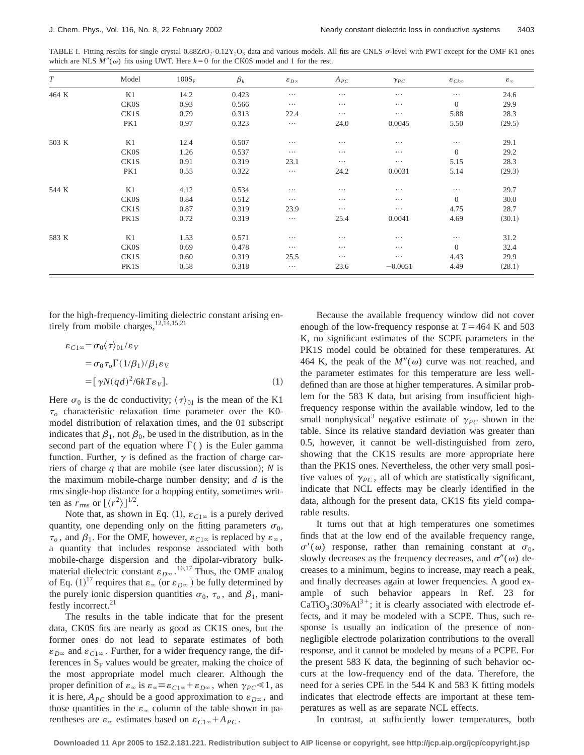TABLE I. Fitting results for single crystal $0.88ZrO_2 \cdot 0.12Y_2O_3$ data and various models. All fits are CNLS $\sigma$-level with PWT except for the OMF K1 ones which are NLS $M''(\omega)$ fits using UWT. Here $k=0$ for the CK0S model and 1 for the rest.

| $T$ | Model | $100S_F$ | $\beta_k$ | $\varepsilon_{D\infty}$ | $A_{PC}$ | $\gamma_{PC}$ | $\varepsilon_{Ck\infty}$ | $\varepsilon_{\infty}$ |
|---|---|---|---|---|---|---|---|---|
| 464 K | K1 | 14.2 | 0.423 | ⋯ | ⋯ | ⋯ | ⋯ | 24.6 |
| | CK0S | 0.93 | 0.566 | ⋯ | ⋯ | ⋯ | 0 | 29.9 |
| | CK1S | 0.79 | 0.313 | 22.4 | ⋯ | ⋯ | 5.88 | 28.3 |
| | PK1 | 0.97 | 0.323 | ⋯ | 24.0 | 0.0045 | 5.50 | (29.5) |
| 503 K | K1 | 12.4 | 0.507 | ⋯ | ⋯ | ⋯ | ⋯ | 29.1 |
| | CK0S | 1.26 | 0.537 | ⋯ | ⋯ | ⋯ | 0 | 29.2 |
| | CK1S | 0.91 | 0.319 | 23.1 | ⋯ | ⋯ | 5.15 | 28.3 |
| | PK1 | 0.55 | 0.322 | ⋯ | 24.2 | 0.0031 | 5.14 | (29.3) |
| 544 K | K1 | 4.12 | 0.534 | ⋯ | ⋯ | ⋯ | ⋯ | 29.7 |
| | CK0S | 0.84 | 0.512 | ⋯ | ⋯ | ⋯ | 0 | 30.0 |
| | CK1S | 0.87 | 0.319 | 23.9 | ⋯ | ⋯ | 4.75 | 28.7 |
| | PK1S | 0.72 | 0.319 | ⋯ | 25.4 | 0.0041 | 4.69 | (30.1) |
| 583 K | K1 | 1.53 | 0.571 | ⋯ | ⋯ | ⋯ | ⋯ | 31.2 |
| | CK0S | 0.69 | 0.478 | ⋯ | ⋯ | ⋯ | 0 | 32.4 |
| | CK1S | 0.60 | 0.319 | 25.5 | ⋯ | ⋯ | 4.43 | 29.9 |
| | PK1S | 0.58 | 0.318 | ⋯ | 23.6 | −0.0051 | 4.49 | (28.1) |

for the high-frequency-limiting dielectric constant arising entirely from mobile charges,[12,14,15,21]

$$\begin{aligned}\varepsilon_{C1\infty} &= \sigma_0 \langle \tau \rangle_{01} / \varepsilon_V \\ &= \sigma_0 \tau_o \Gamma(1/\beta_1)/\beta_1 \varepsilon_V \\ &= [\gamma N (qd)^2 / 6kT\varepsilon_V]. \end{aligned} \tag{1}$$

Here $\sigma_0$ is the dc conductivity; $\langle \tau \rangle_{01}$ is the mean of the K1 $\tau_o$ characteristic relaxation time parameter over the K0-model distribution of relaxation times, and the 01 subscript indicates that $\beta_1$, not $\beta_0$, be used in the distribution, as in the second part of the equation where $\Gamma(\,)$ is the Euler gamma function. Further, $\gamma$ is defined as the fraction of charge carriers of charge $q$ that are mobile (see later discussion); $N$ is the maximum mobile-charge number density; and $d$ is the rms single-hop distance for a hopping entity, sometimes written as $r_{\mathrm{rms}}$ or $[\langle r^2 \rangle]^{1/2}$.

Note that, as shown in Eq. (1), $\varepsilon_{C1\infty}$ is a purely derived quantity, one depending only on the fitting parameters $\sigma_0$, $\tau_o$, and $\beta_1$. For the OMF, however, $\varepsilon_{C1\infty}$ is replaced by $\varepsilon_\infty$, a quantity that includes response associated with both mobile-charge dispersion and the dipolar-vibratory bulk-material dielectric constant $\varepsilon_{D\infty}$.[16,17] Thus, the OMF analog of Eq. (1)[17] requires that $\varepsilon_\infty$ (or $\varepsilon_{D\infty}$) be fully determined by the purely ionic dispersion quantities $\sigma_0$, $\tau_o$, and $\beta_1$, manifestly incorrect.[21]

The results in the table indicate that for the present data, CK0S fits are nearly as good as CK1S ones, but the former ones do not lead to separate estimates of both $\varepsilon_{D\infty}$ and $\varepsilon_{C1\infty}$. Further, for a wider frequency range, the differences in $S_F$ values would be greater, making the choice of the most appropriate model much clearer. Although the proper definition of $\varepsilon_\infty$ is $\varepsilon_\infty \equiv \varepsilon_{C1\infty} + \varepsilon_{D\infty}$, when $\gamma_{PC} \ll 1$, as it is here, $A_{PC}$ should be a good approximation to $\varepsilon_{D\infty}$, and those quantities in the $\varepsilon_\infty$ column of the table shown in parentheses are $\varepsilon_\infty$ estimates based on $\varepsilon_{C1\infty} + A_{PC}$.

Because the available frequency window did not cover enough of the low-frequency response at $T = 464$ K and 503 K, no significant estimates of the SCPE parameters in the PK1S model could be obtained for these temperatures. At 464 K, the peak of the $M''(\omega)$ curve was not reached, and the parameter estimates for this temperature are less well-defined than are those at higher temperatures. A similar problem for the 583 K data, but arising from insufficient high-frequency response within the available window, led to the small nonphysical[3] negative estimate of $\gamma_{PC}$ shown in the table. Since its relative standard deviation was greater than 0.5, however, it cannot be well-distinguished from zero, showing that the CK1S results are more appropriate here than the PK1S ones. Nevertheless, the other very small positive values of $\gamma_{PC}$, all of which are statistically significant, indicate that NCL effects may be clearly identified in the data, although for the present data, CK1S fits yield comparable results.

It turns out that at high temperatures one sometimes finds that at the low end of the available frequency range, $\sigma'(\omega)$ response, rather than remaining constant at $\sigma_0$, slowly decreases as the frequency decreases, and $\sigma''(\omega)$ decreases to a minimum, begins to increase, may reach a peak, and finally decreases again at lower frequencies. A good example of such behavior appears in Ref. 23 for $CaTiO_3$:30%$Al^{3+}$; it is clearly associated with electrode effects, and it may be modeled with a SCPE. Thus, such response is usually an indication of the presence of non-negligible electrode polarization contributions to the overall response, and it cannot be modeled by means of a PCPE. For the present 583 K data, the beginning of such behavior occurs at the low-frequency end of the data. Therefore, the need for a series CPE in the 544 K and 583 K fitting models indicates that electrode effects are important at these temperatures as well as are separate NCL effects.

In contrast, at sufficiently lower temperatures, both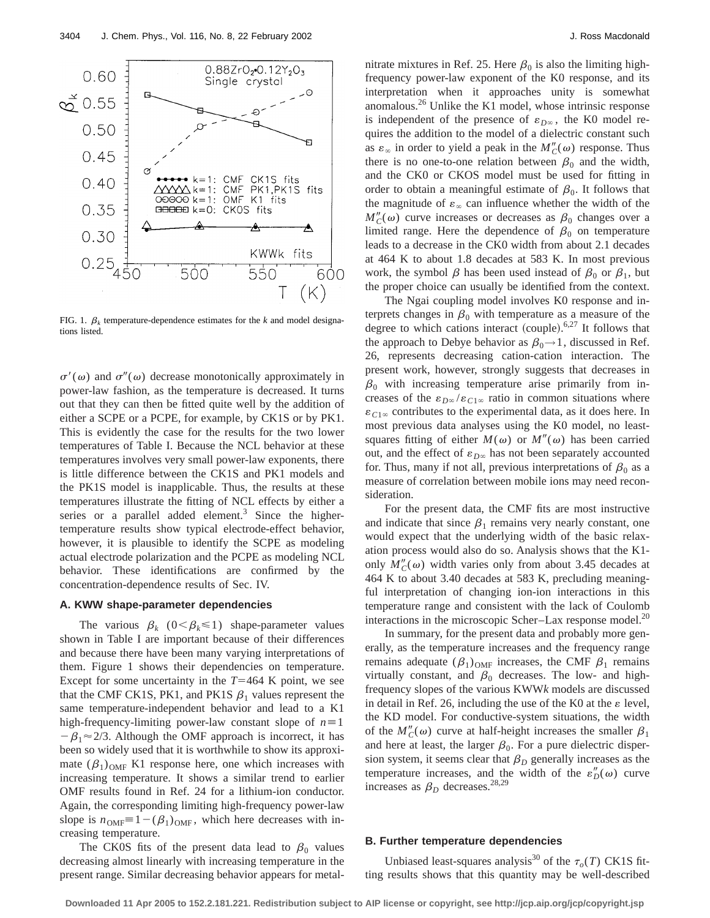FIG. 1. $\beta_k$ temperature-dependence estimates for the $k$ and model designations listed.

$\sigma'(\omega)$ and $\sigma''(\omega)$ decrease monotonically approximately in power-law fashion, as the temperature is decreased. It turns out that they can then be fitted quite well by the addition of either a SCPE or a PCPE, for example, by CK1S or by PK1. This is evidently the case for the results for the two lower temperatures of Table I. Because the NCL behavior at these temperatures involves very small power-law exponents, there is little difference between the CK1S and PK1 models and the PK1S model is inapplicable. Thus, the results at these temperatures illustrate the fitting of NCL effects by either a series or a parallel added element.[3] Since the higher-temperature results show typical electrode-effect behavior, however, it is plausible to identify the SCPE as modeling actual electrode polarization and the PCPE as modeling NCL behavior. These identifications are confirmed by the concentration-dependence results of Sec. IV.

### A. KWW shape-parameter dependencies

The various $\beta_k$ $(0<\beta_k\leq 1)$ shape-parameter values shown in Table I are important because of their differences and because there have been many varying interpretations of them. Figure 1 shows their dependencies on temperature. Except for some uncertainty in the $T=464$ K point, we see that the CMF CK1S, PK1, and PK1S $\beta_1$ values represent the same temperature-independent behavior and lead to a K1 high-frequency-limiting power-law constant slope of $n\equiv 1-\beta_1\approx 2/3$. Although the OMF approach is incorrect, it has been so widely used that it is worthwhile to show its approximate $(\beta_1)_{\mathrm{OMF}}$ K1 response here, one which increases with increasing temperature. It shows a similar trend to earlier OMF results found in Ref. 24 for a lithium-ion conductor. Again, the corresponding limiting high-frequency power-law slope is $n_{\mathrm{OMF}}\equiv 1-(\beta_1)_{\mathrm{OMF}}$, which here decreases with increasing temperature.

The CK0S fits of the present data lead to $\beta_0$ values decreasing almost linearly with increasing temperature in the present range. Similar decreasing behavior appears for metal-nitrate mixtures in Ref. 25. Here $\beta_0$ is also the limiting high-frequency power-law exponent of the K0 response, and its interpretation when it approaches unity is somewhat anomalous.[26] Unlike the K1 model, whose intrinsic response is independent of the presence of $\varepsilon_{D\infty}$, the K0 model requires the addition to the model of a dielectric constant such as $\varepsilon_\infty$ in order to yield a peak in the $M_C''(\omega)$ response. Thus there is no one-to-one relation between $\beta_0$ and the width, and the CK0 or CKOS model must be used for fitting in order to obtain a meaningful estimate of $\beta_0$. It follows that the magnitude of $\varepsilon_\infty$ can influence whether the width of the $M_C''(\omega)$ curve increases or decreases as $\beta_0$ changes over a limited range. Here the dependence of $\beta_0$ on temperature leads to a decrease in the CK0 width from about 2.1 decades at 464 K to about 1.8 decades at 583 K. In most previous work, the symbol $\beta$ has been used instead of $\beta_0$ or $\beta_1$, but the proper choice can usually be identified from the context.

The Ngai coupling model involves K0 response and interprets changes in $\beta_0$ with temperature as a measure of the degree to which cations interact (couple).[6,27] It follows that the approach to Debye behavior as $\beta_0\to 1$, discussed in Ref. 26, represents decreasing cation-cation interaction. The present work, however, strongly suggests that decreases in $\beta_0$ with increasing temperature arise primarily from increases of the $\varepsilon_{D\infty}/\varepsilon_{C1\infty}$ ratio in common situations where $\varepsilon_{C1\infty}$ contributes to the experimental data, as it does here. In most previous data analyses using the K0 model, no least-squares fitting of either $M(\omega)$ or $M''(\omega)$ has been carried out, and the effect of $\varepsilon_{D\infty}$ has not been separately accounted for. Thus, many if not all, previous interpretations of $\beta_0$ as a measure of correlation between mobile ions may need reconsideration.

For the present data, the CMF fits are most instructive and indicate that since $\beta_1$ remains very nearly constant, one would expect that the underlying width of the basic relaxation process would also do so. Analysis shows that the K1-only $M_C''(\omega)$ width varies only from about 3.45 decades at 464 K to about 3.40 decades at 583 K, precluding meaningful interpretation of changing ion-ion interactions in this temperature range and consistent with the lack of Coulomb interactions in the microscopic Scher–Lax response model.[20]

In summary, for the present data and probably more generally, as the temperature increases and the frequency range remains adequate $(\beta_1)_{\mathrm{OMF}}$ increases, the CMF $\beta_1$ remains virtually constant, and $\beta_0$ decreases. The low- and high-frequency slopes of the various KWW$k$ models are discussed in detail in Ref. 26, including the use of the K0 at the $\varepsilon$ level, the KD model. For conductive-system situations, the width of the $M_C''(\omega)$ curve at half-height increases the smaller $\beta_1$ and here at least, the larger $\beta_0$. For a pure dielectric dispersion system, it seems clear that $\beta_D$ generally increases as the temperature increases, and the width of the $\varepsilon_D''(\omega)$ curve increases as $\beta_D$ decreases.[28,29]

### B. Further temperature dependencies

Unbiased least-squares analysis[30] of the $\tau_o(T)$ CK1S fitting results shows that this quantity may be well-described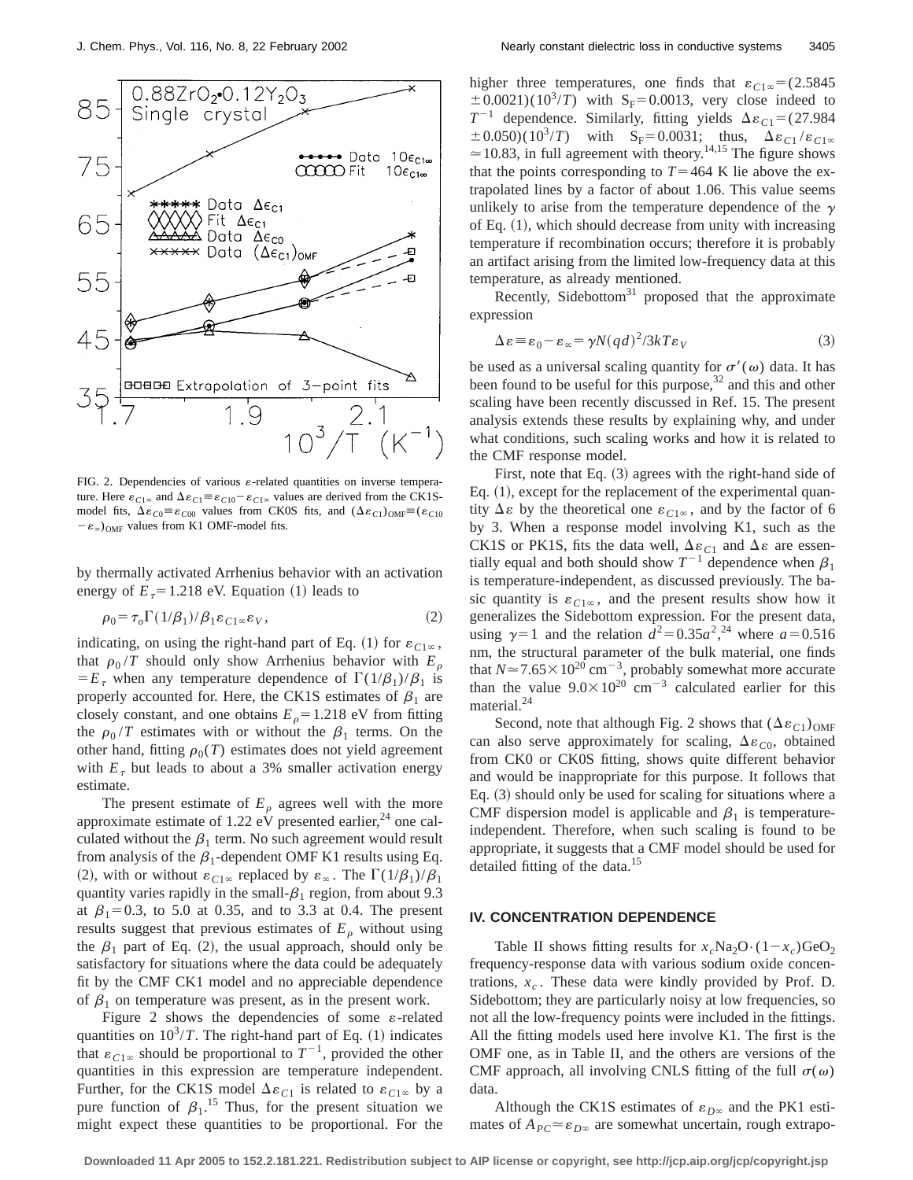FIG. 2. Dependencies of various $\varepsilon$-related quantities on inverse temperature. Here $\varepsilon_{C1\infty}$ and $\Delta\varepsilon_{C1} \equiv \varepsilon_{C10} - \varepsilon_{C1\infty}$ values are derived from the CK1S-model fits, $\Delta\varepsilon_{C0} \equiv \varepsilon_{C00}$ values from CK0S fits, and $(\Delta\varepsilon_{C1})_{\mathrm{OMF}} \equiv (\varepsilon_{C10} - \varepsilon_{\infty})_{\mathrm{OMF}}$ values from K1 OMF-model fits.

by thermally activated Arrhenius behavior with an activation energy of $E_{\tau} = 1.218$ eV. Equation (1) leads to

$$\rho_0 = \tau_o \Gamma(1/\beta_1)/\beta_1 \varepsilon_{C1\infty} \varepsilon_V, \tag{2}$$

indicating, on using the right-hand part of Eq. (1) for $\varepsilon_{C1\infty}$, that $\rho_0/T$ should only show Arrhenius behavior with $E_{\rho} = E_{\tau}$ when any temperature dependence of $\Gamma(1/\beta_1)/\beta_1$ is properly accounted for. Here, the CK1S estimates of $\beta_1$ are closely constant, and one obtains $E_{\rho} = 1.218$ eV from fitting the $\rho_0/T$ estimates with or without the $\beta_1$ terms. On the other hand, fitting $\rho_0(T)$ estimates does not yield agreement with $E_{\tau}$ but leads to about a 3% smaller activation energy estimate.

The present estimate of $E_{\rho}$ agrees well with the more approximate estimate of 1.22 eV presented earlier,[24] one calculated without the $\beta_1$ term. No such agreement would result from analysis of the $\beta_1$-dependent OMF K1 results using Eq. (2), with or without $\varepsilon_{C1\infty}$ replaced by $\varepsilon_{\infty}$. The $\Gamma(1/\beta_1)/\beta_1$ quantity varies rapidly in the small-$\beta_1$ region, from about 9.3 at $\beta_1 = 0.3$, to 5.0 at 0.35, and to 3.3 at 0.4. The present results suggest that previous estimates of $E_{\rho}$ without using the $\beta_1$ part of Eq. (2), the usual approach, should only be satisfactory for situations where the data could be adequately fit by the CMF CK1 model and no appreciable dependence of $\beta_1$ on temperature was present, as in the present work.

Figure 2 shows the dependencies of some $\varepsilon$-related quantities on $10^3/T$. The right-hand part of Eq. (1) indicates that $\varepsilon_{C1\infty}$ should be proportional to $T^{-1}$, provided the other quantities in this expression are temperature independent. Further, for the CK1S model $\Delta\varepsilon_{C1}$ is related to $\varepsilon_{C1\infty}$ by a pure function of $\beta_1$.[15] Thus, for the present situation we might expect these quantities to be proportional. For the higher three temperatures, one finds that $\varepsilon_{C1\infty} = (2.5845 \pm 0.0021)(10^3/T)$ with $S_F = 0.0013$, very close indeed to $T^{-1}$ dependence. Similarly, fitting yields $\Delta\varepsilon_{C1} = (27.984 \pm 0.050)(10^3/T)$ with $S_F = 0.0031$; thus, $\Delta\varepsilon_{C1}/\varepsilon_{C1\infty} \simeq 10.83$, in full agreement with theory.[14,15] The figure shows that the points corresponding to $T = 464$ K lie above the extrapolated lines by a factor of about 1.06. This value seems unlikely to arise from the temperature dependence of the $\gamma$ of Eq. (1), which should decrease from unity with increasing temperature if recombination occurs; therefore it is probably an artifact arising from the limited low-frequency data at this temperature, as already mentioned.

Recently, Sidebottom[31] proposed that the approximate expression

$$\Delta\varepsilon \equiv \varepsilon_0 - \varepsilon_{\infty} = \gamma N (qd)^2 / 3kT\varepsilon_V \tag{3}$$

be used as a universal scaling quantity for $\sigma'(\omega)$ data. It has been found to be useful for this purpose,[32] and this and other scaling have been recently discussed in Ref. 15. The present analysis extends these results by explaining why, and under what conditions, such scaling works and how it is related to the CMF response model.

First, note that Eq. (3) agrees with the right-hand side of Eq. (1), except for the replacement of the experimental quantity $\Delta\varepsilon$ by the theoretical one $\varepsilon_{C1\infty}$, and by the factor of 6 by 3. When a response model involving K1, such as the CK1S or PK1S, fits the data well, $\Delta\varepsilon_{C1}$ and $\Delta\varepsilon$ are essentially equal and both should show $T^{-1}$ dependence when $\beta_1$ is temperature-independent, as discussed previously. The basic quantity is $\varepsilon_{C1\infty}$, and the present results show how it generalizes the Sidebottom expression. For the present data, using $\gamma = 1$ and the relation $d^2 = 0.35a^2$,[24] where $a = 0.516$ nm, the structural parameter of the bulk material, one finds that $N \simeq 7.65 \times 10^{20}\ \mathrm{cm}^{-3}$, probably somewhat more accurate than the value $9.0 \times 10^{20}\ \mathrm{cm}^{-3}$ calculated earlier for this material.[24]

Second, note that although Fig. 2 shows that $(\Delta\varepsilon_{C1})_{\mathrm{OMF}}$ can also serve approximately for scaling, $\Delta\varepsilon_{C0}$, obtained from CK0 or CK0S fitting, shows quite different behavior and would be inappropriate for this purpose. It follows that Eq. (3) should only be used for scaling for situations where a CMF dispersion model is applicable and $\beta_1$ is temperature-independent. Therefore, when such scaling is found to be appropriate, it suggests that a CMF model should be used for detailed fitting of the data.[15]

## IV. CONCENTRATION DEPENDENCE

Table II shows fitting results for $x_c Na_2O \cdot (1 - x_c) GeO_2$ frequency-response data with various sodium oxide concentrations, $x_c$. These data were kindly provided by Prof. D. Sidebottom; they are particularly noisy at low frequencies, so not all the low-frequency points were included in the fittings. All the fitting models used here involve K1. The first is the OMF one, as in Table II, and the others are versions of the CMF approach, all involving CNLS fitting of the full $\sigma(\omega)$ data.

Although the CK1S estimates of $\varepsilon_{D\infty}$ and the PK1 estimates of $A_{PC} \simeq \varepsilon_{D\infty}$ are somewhat uncertain, rough extrapo-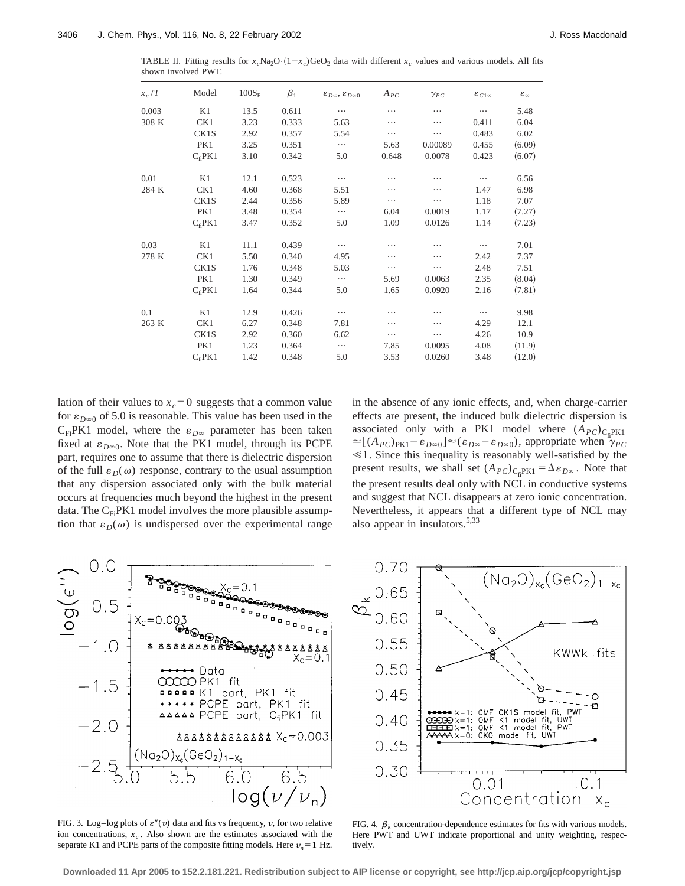TABLE II. Fitting results for $x_c\mathrm{Na_2O}\cdot(1-x_c)\mathrm{GeO_2}$ data with different $x_c$ values and various models. All fits shown involved PWT.

| $x_c/T$ | Model | $100S_F$ | $\beta_1$ | $\varepsilon_{D\infty}$, $\varepsilon_{D\infty 0}$ | $A_{PC}$ | $\gamma_{PC}$ | $\varepsilon_{C1\infty}$ | $\varepsilon_\infty$ |
|---|---|---|---|---|---|---|---|---|
| 0.003 | K1 | 13.5 | 0.611 | ⋯ | ⋯ | ⋯ | ⋯ | 5.48 |
| 308 K | CK1 | 3.23 | 0.333 | 5.63 | ⋯ | ⋯ | 0.411 | 6.04 |
| | CK1S | 2.92 | 0.357 | 5.54 | ⋯ | ⋯ | 0.483 | 6.02 |
| | PK1 | 3.25 | 0.351 | ⋯ | 5.63 | 0.00089 | 0.455 | (6.09) |
| | $\mathrm{C_{fi}PK1}$ | 3.10 | 0.342 | 5.0 | 0.648 | 0.0078 | 0.423 | (6.07) |
| 0.01 | K1 | 12.1 | 0.523 | ⋯ | ⋯ | ⋯ | ⋯ | 6.56 |
| 284 K | CK1 | 4.60 | 0.368 | 5.51 | ⋯ | ⋯ | 1.47 | 6.98 |
| | CK1S | 2.44 | 0.356 | 5.89 | ⋯ | ⋯ | 1.18 | 7.07 |
| | PK1 | 3.48 | 0.354 | ⋯ | 6.04 | 0.0019 | 1.17 | (7.27) |
| | $\mathrm{C_{fi}PK1}$ | 3.47 | 0.352 | 5.0 | 1.09 | 0.0126 | 1.14 | (7.23) |
| 0.03 | K1 | 11.1 | 0.439 | ⋯ | ⋯ | ⋯ | ⋯ | 7.01 |
| 278 K | CK1 | 5.50 | 0.340 | 4.95 | ⋯ | ⋯ | 2.42 | 7.37 |
| | CK1S | 1.76 | 0.348 | 5.03 | ⋯ | ⋯ | 2.48 | 7.51 |
| | PK1 | 1.30 | 0.349 | ⋯ | 5.69 | 0.0063 | 2.35 | (8.04) |
| | $\mathrm{C_{fi}PK1}$ | 1.64 | 0.344 | 5.0 | 1.65 | 0.0920 | 2.16 | (7.81) |
| 0.1 | K1 | 12.9 | 0.426 | ⋯ | ⋯ | ⋯ | ⋯ | 9.98 |
| 263 K | CK1 | 6.27 | 0.348 | 7.81 | ⋯ | ⋯ | 4.29 | 12.1 |
| | CK1S | 2.92 | 0.360 | 6.62 | ⋯ | ⋯ | 4.26 | 10.9 |
| | PK1 | 1.23 | 0.364 | ⋯ | 7.85 | 0.0095 | 4.08 | (11.9) |
| | $\mathrm{C_{fi}PK1}$ | 1.42 | 0.348 | 5.0 | 3.53 | 0.0260 | 3.48 | (12.0) |

lation of their values to $x_c=0$ suggests that a common value for $\varepsilon_{D\infty 0}$ of 5.0 is reasonable. This value has been used in the $\mathrm{C_{Fi}PK1}$ model, where the $\varepsilon_{D\infty}$ parameter has been taken fixed at $\varepsilon_{D\infty 0}$. Note that the PK1 model, through its PCPE part, requires one to assume that there is dielectric dispersion of the full $\varepsilon_D(\omega)$ response, contrary to the usual assumption that any dispersion associated only with the bulk material occurs at frequencies much beyond the highest in the present data. The $\mathrm{C_{Fi}PK1}$ model involves the more plausible assumption that $\varepsilon_D(\omega)$ is undispersed over the experimental range in the absence of any ionic effects, and, when charge-carrier effects are present, the induced bulk dielectric dispersion is associated only with a PK1 model where $(A_{PC})_{\mathrm{C_{fi}PK1}} \simeq [(A_{PC})_{\mathrm{PK1}} - \varepsilon_{D\infty 0}] \approx (\varepsilon_{D\infty} - \varepsilon_{D\infty 0})$, appropriate when $\gamma_{PC} \ll 1$. Since this inequality is reasonably well-satisfied by the present results, we shall set $(A_{PC})_{\mathrm{C_{fi}PK1}} = \Delta\varepsilon_{D\infty}$. Note that the present results deal only with NCL in conductive systems and suggest that NCL disappears at zero ionic concentration. Nevertheless, it appears that a different type of NCL may also appear in insulators.[5,33]

FIG. 3. Log–log plots of $\varepsilon''(\nu)$ data and fits vs frequency, $\nu$, for two relative ion concentrations, $x_c$. Also shown are the estimates associated with the separate K1 and PCPE parts of the composite fitting models. Here $\nu_n = 1$ Hz.

FIG. 4. $\beta_k$ concentration-dependence estimates for fits with various models. Here PWT and UWT indicate proportional and unity weighting, respectively.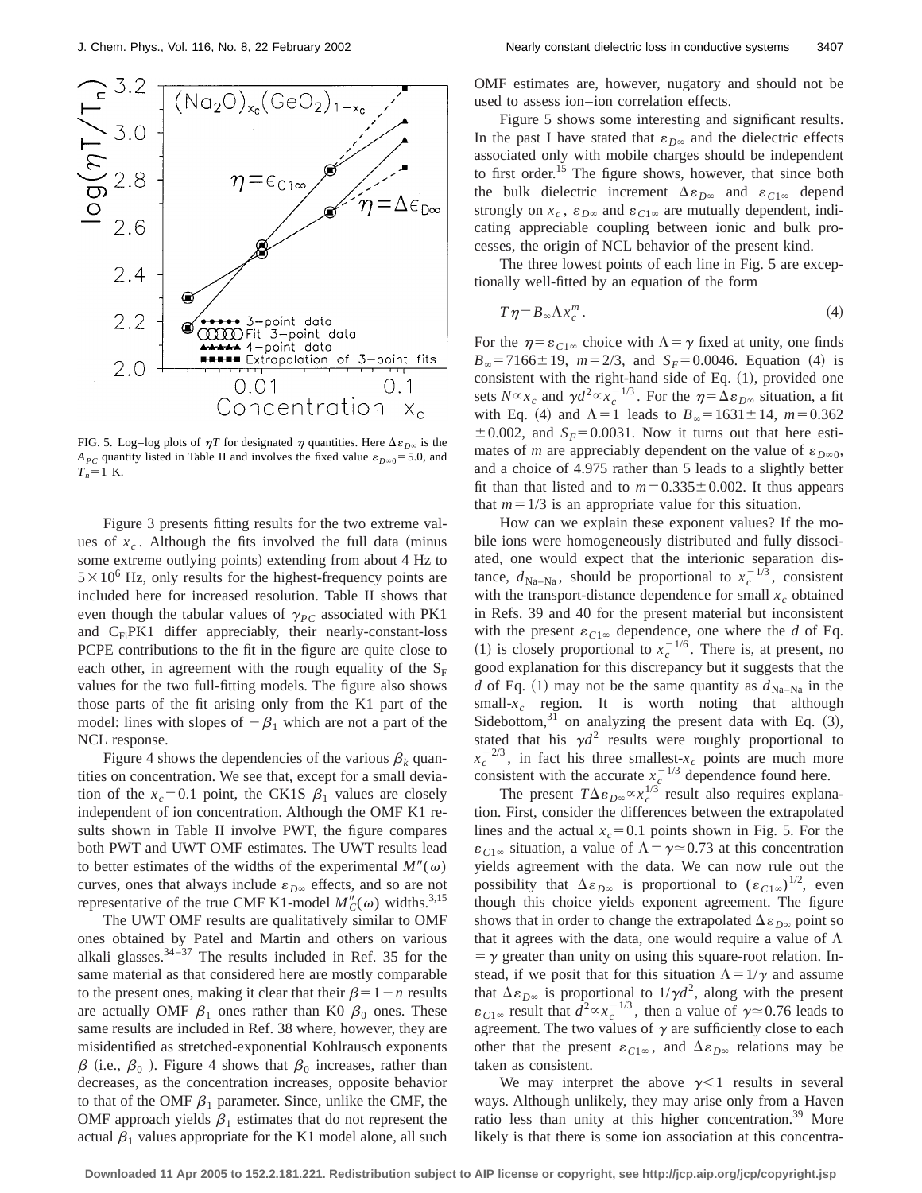FIG. 5. Log–log plots of $\eta T$ for designated $\eta$ quantities. Here $\Delta\varepsilon_{D\infty}$ is the $A_{PC}$ quantity listed in Table II and involves the fixed value $\varepsilon_{D\infty 0}=5.0$, and $T_n=1$ K.

Figure 3 presents fitting results for the two extreme values of $x_c$. Although the fits involved the full data (minus some extreme outlying points) extending from about 4 Hz to $5\times10^6$ Hz, only results for the highest-frequency points are included here for increased resolution. Table II shows that even though the tabular values of $\gamma_{PC}$ associated with PK1 and $C_{Fi}$PK1 differ appreciably, their nearly-constant-loss PCPE contributions to the fit in the figure are quite close to each other, in agreement with the rough equality of the $S_F$ values for the two full-fitting models. The figure also shows those parts of the fit arising only from the K1 part of the model: lines with slopes of $-\beta_1$ which are not a part of the NCL response.

Figure 4 shows the dependencies of the various $\beta_k$ quantities on concentration. We see that, except for a small deviation of the $x_c=0.1$ point, the CK1S $\beta_1$ values are closely independent of ion concentration. Although the OMF K1 results shown in Table II involve PWT, the figure compares both PWT and UWT OMF estimates. The UWT results lead to better estimates of the widths of the experimental $M''(\omega)$ curves, ones that always include $\varepsilon_{D\infty}$ effects, and so are not representative of the true CMF K1-model $M''_C(\omega)$ widths.[3,15]

The UWT OMF results are qualitatively similar to OMF ones obtained by Patel and Martin and others on various alkali glasses.[34–37] The results included in Ref. 35 for the same material as that considered here are mostly comparable to the present ones, making it clear that their $\beta=1-n$ results are actually OMF $\beta_1$ ones rather than K0 $\beta_0$ ones. These same results are included in Ref. 38 where, however, they are misidentified as stretched-exponential Kohlrausch exponents $\beta$ (i.e., $\beta_0$). Figure 4 shows that $\beta_0$ increases, rather than decreases, as the concentration increases, opposite behavior to that of the OMF $\beta_1$ parameter. Since, unlike the CMF, the OMF approach yields $\beta_1$ estimates that do not represent the actual $\beta_1$ values appropriate for the K1 model alone, all such OMF estimates are, however, nugatory and should not be used to assess ion–ion correlation effects.

Figure 5 shows some interesting and significant results. In the past I have stated that $\varepsilon_{D\infty}$ and the dielectric effects associated only with mobile charges should be independent to first order.[15] The figure shows, however, that since both the bulk dielectric increment $\Delta\varepsilon_{D\infty}$ and $\varepsilon_{C1\infty}$ depend strongly on $x_c$, $\varepsilon_{D\infty}$ and $\varepsilon_{C1\infty}$ are mutually dependent, indicating appreciable coupling between ionic and bulk processes, the origin of NCL behavior of the present kind.

The three lowest points of each line in Fig. 5 are exceptionally well-fitted by an equation of the form

$$T\eta=B_\infty\Lambda x_c^m. \tag{4}$$

For the $\eta=\varepsilon_{C1\infty}$ choice with $\Lambda=\gamma$ fixed at unity, one finds $B_\infty=7166\pm19$, $m=2/3$, and $S_F=0.0046$. Equation (4) is consistent with the right-hand side of Eq. (1), provided one sets $N\propto x_c$ and $\gamma d^2\propto x_c^{-1/3}$. For the $\eta=\Delta\varepsilon_{D\infty}$ situation, a fit with Eq. (4) and $\Lambda=1$ leads to $B_\infty=1631\pm14$, $m=0.362\pm0.002$, and $S_F=0.0031$. Now it turns out that here estimates of $m$ are appreciably dependent on the value of $\varepsilon_{D\infty 0}$, and a choice of 4.975 rather than 5 leads to a slightly better fit than that listed and to $m=0.335\pm0.002$. It thus appears that $m=1/3$ is an appropriate value for this situation.

How can we explain these exponent values? If the mobile ions were homogeneously distributed and fully dissociated, one would expect that the interionic separation distance, $d_{\text{Na–Na}}$, should be proportional to $x_c^{-1/3}$, consistent with the transport-distance dependence for small $x_c$ obtained in Refs. 39 and 40 for the present material but inconsistent with the present $\varepsilon_{C1\infty}$ dependence, one where the $d$ of Eq. (1) is closely proportional to $x_c^{-1/6}$. There is, at present, no good explanation for this discrepancy but it suggests that the $d$ of Eq. (1) may not be the same quantity as $d_{\text{Na–Na}}$ in the small-$x_c$ region. It is worth noting that although Sidebottom,[31] on analyzing the present data with Eq. (3), stated that his $\gamma d^2$ results were roughly proportional to $x_c^{-2/3}$, in fact his three smallest-$x_c$ points are much more consistent with the accurate $x_c^{-1/3}$ dependence found here.

The present $T\Delta\varepsilon_{D\infty}\propto x_c^{1/3}$ result also requires explanation. First, consider the differences between the extrapolated lines and the actual $x_c=0.1$ points shown in Fig. 5. For the $\varepsilon_{C1\infty}$ situation, a value of $\Lambda=\gamma\simeq0.73$ at this concentration yields agreement with the data. We can now rule out the possibility that $\Delta\varepsilon_{D\infty}$ is proportional to $(\varepsilon_{C1\infty})^{1/2}$, even though this choice yields exponent agreement. The figure shows that in order to change the extrapolated $\Delta\varepsilon_{D\infty}$ point so that it agrees with the data, one would require a value of $\Lambda=\gamma$ greater than unity on using this square-root relation. Instead, if we posit that for this situation $\Lambda=1/\gamma$ and assume that $\Delta\varepsilon_{D\infty}$ is proportional to $1/\gamma d^2$, along with the present $\varepsilon_{C1\infty}$ result that $d^2\propto x_c^{-1/3}$, then a value of $\gamma\simeq0.76$ leads to agreement. The two values of $\gamma$ are sufficiently close to each other that the present $\varepsilon_{C1\infty}$, and $\Delta\varepsilon_{D\infty}$ relations may be taken as consistent.

We may interpret the above $\gamma<1$ results in several ways. Although unlikely, they may arise only from a Haven ratio less than unity at this higher concentration.[39] More likely is that there is some ion association at this concentra-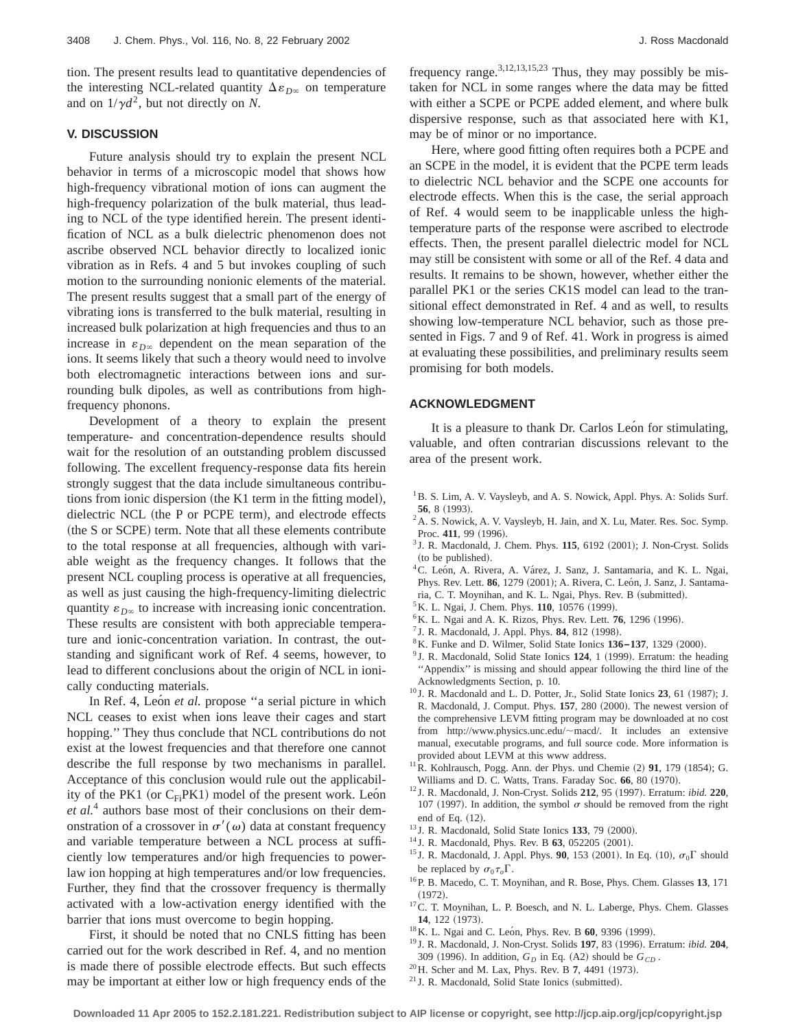tion. The present results lead to quantitative dependencies of the interesting NCL-related quantity $\Delta\varepsilon_{D\infty}$ on temperature and on $1/\gamma d^2$, but not directly on $N$.

## V. DISCUSSION

Future analysis should try to explain the present NCL behavior in terms of a microscopic model that shows how high-frequency vibrational motion of ions can augment the high-frequency polarization of the bulk material, thus leading to NCL of the type identified herein. The present identification of NCL as a bulk dielectric phenomenon does not ascribe observed NCL behavior directly to localized ionic vibration as in Refs. 4 and 5 but invokes coupling of such motion to the surrounding nonionic elements of the material. The present results suggest that a small part of the energy of vibrating ions is transferred to the bulk material, resulting in increased bulk polarization at high frequencies and thus to an increase in $\varepsilon_{D\infty}$ dependent on the mean separation of the ions. It seems likely that such a theory would need to involve both electromagnetic interactions between ions and surrounding bulk dipoles, as well as contributions from high-frequency phonons.

Development of a theory to explain the present temperature- and concentration-dependence results should wait for the resolution of an outstanding problem discussed following. The excellent frequency-response data fits herein strongly suggest that the data include simultaneous contributions from ionic dispersion (the K1 term in the fitting model), dielectric NCL (the P or PCPE term), and electrode effects (the S or SCPE) term. Note that all these elements contribute to the total response at all frequencies, although with variable weight as the frequency changes. It follows that the present NCL coupling process is operative at all frequencies, as well as just causing the high-frequency-limiting dielectric quantity $\varepsilon_{D\infty}$ to increase with increasing ionic concentration. These results are consistent with both appreciable temperature and ionic-concentration variation. In contrast, the outstanding and significant work of Ref. 4 seems, however, to lead to different conclusions about the origin of NCL in ionically conducting materials.

In Ref. 4, León *et al.* propose "a serial picture in which NCL ceases to exist when ions leave their cages and start hopping." They thus conclude that NCL contributions do not exist at the lowest frequencies and that therefore one cannot describe the full response by two mechanisms in parallel. Acceptance of this conclusion would rule out the applicability of the PK1 (or $C_{Fi}$PK1) model of the present work. León *et al.*[4] authors base most of their conclusions on their demonstration of a crossover in $\sigma'(\omega)$ data at constant frequency and variable temperature between a NCL process at sufficiently low temperatures and/or high frequencies to power-law ion hopping at high temperatures and/or low frequencies. Further, they find that the crossover frequency is thermally activated with a low-activation energy identified with the barrier that ions must overcome to begin hopping.

First, it should be noted that no CNLS fitting has been carried out for the work described in Ref. 4, and no mention is made there of possible electrode effects. But such effects may be important at either low or high frequency ends of the frequency range.[3,12,13,15,23] Thus, they may possibly be mistaken for NCL in some ranges where the data may be fitted with either a SCPE or PCPE added element, and where bulk dispersive response, such as that associated here with K1, may be of minor or no importance.

Here, where good fitting often requires both a PCPE and an SCPE in the model, it is evident that the PCPE term leads to dielectric NCL behavior and the SCPE one accounts for electrode effects. When this is the case, the serial approach of Ref. 4 would seem to be inapplicable unless the high-temperature parts of the response were ascribed to electrode effects. Then, the present parallel dielectric model for NCL may still be consistent with some or all of the Ref. 4 data and results. It remains to be shown, however, whether either the parallel PK1 or the series CK1S model can lead to the transitional effect demonstrated in Ref. 4 and as well, to results showing low-temperature NCL behavior, such as those presented in Figs. 7 and 9 of Ref. 41. Work in progress is aimed at evaluating these possibilities, and preliminary results seem promising for both models.

## ACKNOWLEDGMENT

It is a pleasure to thank Dr. Carlos León for stimulating, valuable, and often contrarian discussions relevant to the area of the present work.

[1] B. S. Lim, A. V. Vaysleyb, and A. S. Nowick, Appl. Phys. A: Solids Surf. **56**, 8 (1993).
[2] A. S. Nowick, A. V. Vaysleyb, H. Jain, and X. Lu, Mater. Res. Soc. Symp. Proc. **411**, 99 (1996).
[3] J. R. Macdonald, J. Chem. Phys. **115**, 6192 (2001); J. Non-Cryst. Solids (to be published).
[4] C. León, A. Rivera, A. Várez, J. Sanz, J. Santamaria, and K. L. Ngai, Phys. Rev. Lett. **86**, 1279 (2001); A. Rivera, C. León, J. Sanz, J. Santamaria, C. T. Moynihan, and K. L. Ngai, Phys. Rev. B (submitted).
[5] K. L. Ngai, J. Chem. Phys. **110**, 10576 (1999).
[6] K. L. Ngai and A. K. Rizos, Phys. Rev. Lett. **76**, 1296 (1996).
[7] J. R. Macdonald, J. Appl. Phys. **84**, 812 (1998).
[8] K. Funke and D. Wilmer, Solid State Ionics **136–137**, 1329 (2000).
[9] J. R. Macdonald, Solid State Ionics **124**, 1 (1999). Erratum: the heading "Appendix" is missing and should appear following the third line of the Acknowledgments Section, p. 10.
[10] J. R. Macdonald and L. D. Potter, Jr., Solid State Ionics **23**, 61 (1987); J. R. Macdonald, J. Comput. Phys. **157**, 280 (2000). The newest version of the comprehensive LEVM fitting program may be downloaded at no cost from http://www.physics.unc.edu/~macd/. It includes an extensive manual, executable programs, and full source code. More information is provided about LEVM at this www address.
[11] R. Kohlrausch, Pogg. Ann. der Phys. und Chemie (2) **91**, 179 (1854); G. Williams and D. C. Watts, Trans. Faraday Soc. **66**, 80 (1970).
[12] J. R. Macdonald, J. Non-Cryst. Solids **212**, 95 (1997). Erratum: *ibid.* **220**, 107 (1997). In addition, the symbol $\sigma$ should be removed from the right end of Eq. (12).
[13] J. R. Macdonald, Solid State Ionics **133**, 79 (2000).
[14] J. R. Macdonald, Phys. Rev. B **63**, 052205 (2001).
[15] J. R. Macdonald, J. Appl. Phys. **90**, 153 (2001). In Eq. (10), $\sigma_0\Gamma$ should be replaced by $\sigma_0\tau_o\Gamma$.
[16] P. B. Macedo, C. T. Moynihan, and R. Bose, Phys. Chem. Glasses **13**, 171 (1972).
[17] C. T. Moynihan, L. P. Boesch, and N. L. Laberge, Phys. Chem. Glasses **14**, 122 (1973).
[18] K. L. Ngai and C. León, Phys. Rev. B **60**, 9396 (1999).
[19] J. R. Macdonald, J. Non-Cryst. Solids **197**, 83 (1996). Erratum: *ibid.* **204**, 309 (1996). In addition, $G_D$ in Eq. (A2) should be $G_{CD}$.
[20] H. Scher and M. Lax, Phys. Rev. B **7**, 4491 (1973).
[21] J. R. Macdonald, Solid State Ionics (submitted).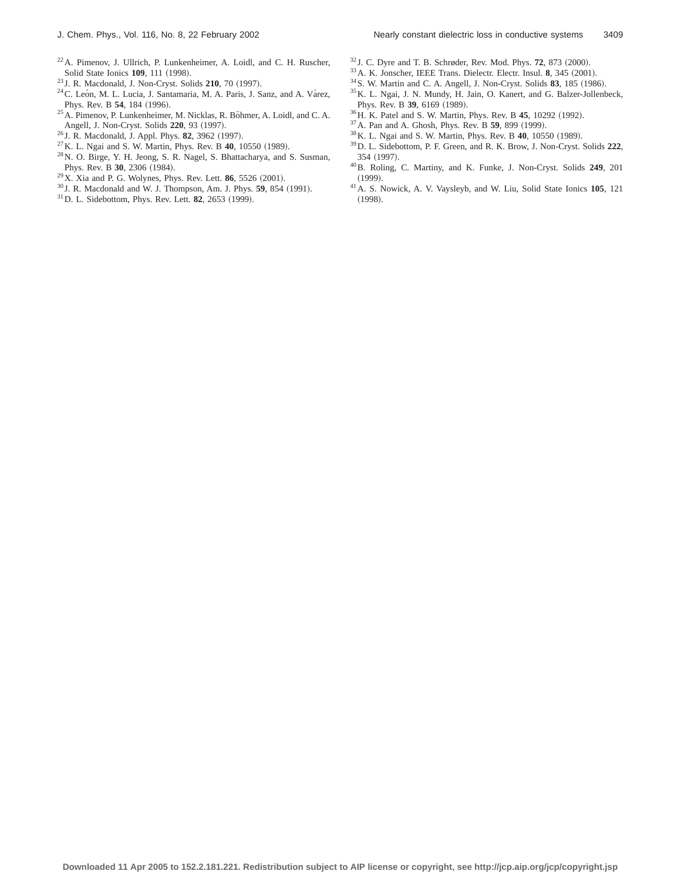[22] A. Pimenov, J. Ullrich, P. Lunkenheimer, A. Loidl, and C. H. Ruscher, Solid State Ionics **109**, 111 (1998).

[23] J. R. Macdonald, J. Non-Cryst. Solids **210**, 70 (1997).

[24] C. León, M. L. Lucia, J. Santamaria, M. A. Paris, J. Sanz, and A. Várez, Phys. Rev. B **54**, 184 (1996).

[25] A. Pimenov, P. Lunkenheimer, M. Nicklas, R. Böhmer, A. Loidl, and C. A. Angell, J. Non-Cryst. Solids **220**, 93 (1997).

[26] J. R. Macdonald, J. Appl. Phys. **82**, 3962 (1997).

[27] K. L. Ngai and S. W. Martin, Phys. Rev. B **40**, 10550 (1989).

[28] N. O. Birge, Y. H. Jeong, S. R. Nagel, S. Bhattacharya, and S. Susman, Phys. Rev. B **30**, 2306 (1984).

[29] X. Xia and P. G. Wolynes, Phys. Rev. Lett. **86**, 5526 (2001).

[30] J. R. Macdonald and W. J. Thompson, Am. J. Phys. **59**, 854 (1991).

[31] D. L. Sidebottom, Phys. Rev. Lett. **82**, 2653 (1999).

[32] J. C. Dyre and T. B. Schrøder, Rev. Mod. Phys. **72**, 873 (2000).

[33] A. K. Jonscher, IEEE Trans. Dielectr. Electr. Insul. **8**, 345 (2001).

[34] S. W. Martin and C. A. Angell, J. Non-Cryst. Solids **83**, 185 (1986).

[35] K. L. Ngai, J. N. Mundy, H. Jain, O. Kanert, and G. Balzer-Jollenbeck, Phys. Rev. B **39**, 6169 (1989).

[36] H. K. Patel and S. W. Martin, Phys. Rev. B **45**, 10292 (1992).

[37] A. Pan and A. Ghosh, Phys. Rev. B **59**, 899 (1999).

[38] K. L. Ngai and S. W. Martin, Phys. Rev. B **40**, 10550 (1989).

[39] D. L. Sidebottom, P. F. Green, and R. K. Brow, J. Non-Cryst. Solids **222**, 354 (1997).

[40] B. Roling, C. Martiny, and K. Funke, J. Non-Cryst. Solids **249**, 201 (1999).

[41] A. S. Nowick, A. V. Vaysleyb, and W. Liu, Solid State Ionics **105**, 121 (1998).